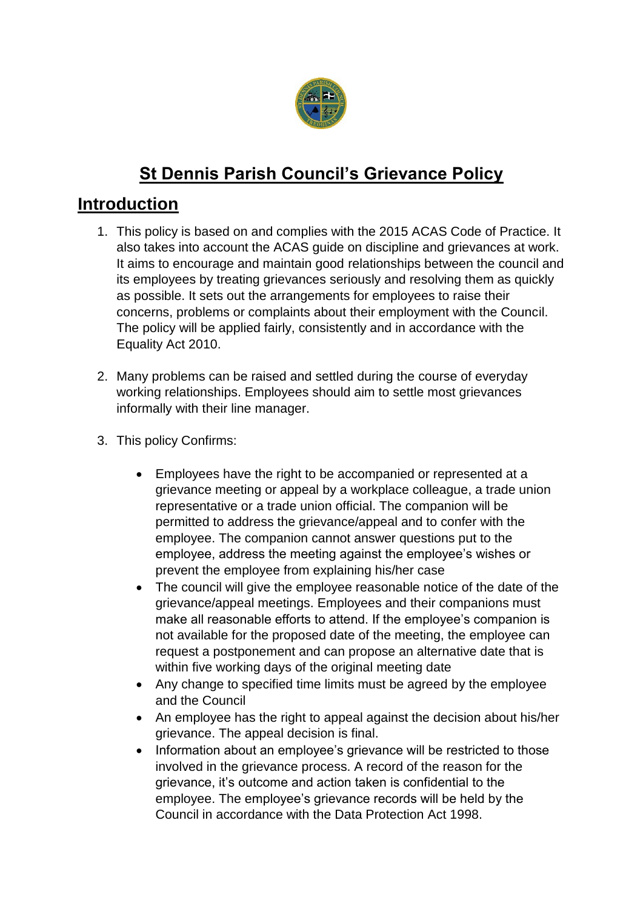# St Dennis Parish Council's Grievance Policy

## Introduction

1. This policy is based on and complies with the 2015 ACAS Code of Practice. It also takes into account the ACAS guide on discipline and grievances at work. It aims to encourage and maintain good relationships between the council and its employees by treating grievances seriously and resolving them as quickly as possible. It sets out the arrangements for employees to raise their concerns, problems or complaints about their employment with the Council. The policy will be applied fairly, consistently and in accordance with the Equality Act 2010.

2. Many problems can be raised and settled during the course of everyday working relationships. Employees should aim to settle most grievances informally with their line manager.

3. This policy Confirms:

    - Employees have the right to be accompanied or represented at a grievance meeting or appeal by a workplace colleague, a trade union representative or a trade union official. The companion will be permitted to address the grievance/appeal and to confer with the employee. The companion cannot answer questions put to the employee, address the meeting against the employee's wishes or prevent the employee from explaining his/her case
    - The council will give the employee reasonable notice of the date of the grievance/appeal meetings. Employees and their companions must make all reasonable efforts to attend. If the employee's companion is not available for the proposed date of the meeting, the employee can request a postponement and can propose an alternative date that is within five working days of the original meeting date
    - Any change to specified time limits must be agreed by the employee and the Council
    - An employee has the right to appeal against the decision about his/her grievance. The appeal decision is final.
    - Information about an employee's grievance will be restricted to those involved in the grievance process. A record of the reason for the grievance, it's outcome and action taken is confidential to the employee. The employee's grievance records will be held by the Council in accordance with the Data Protection Act 1998.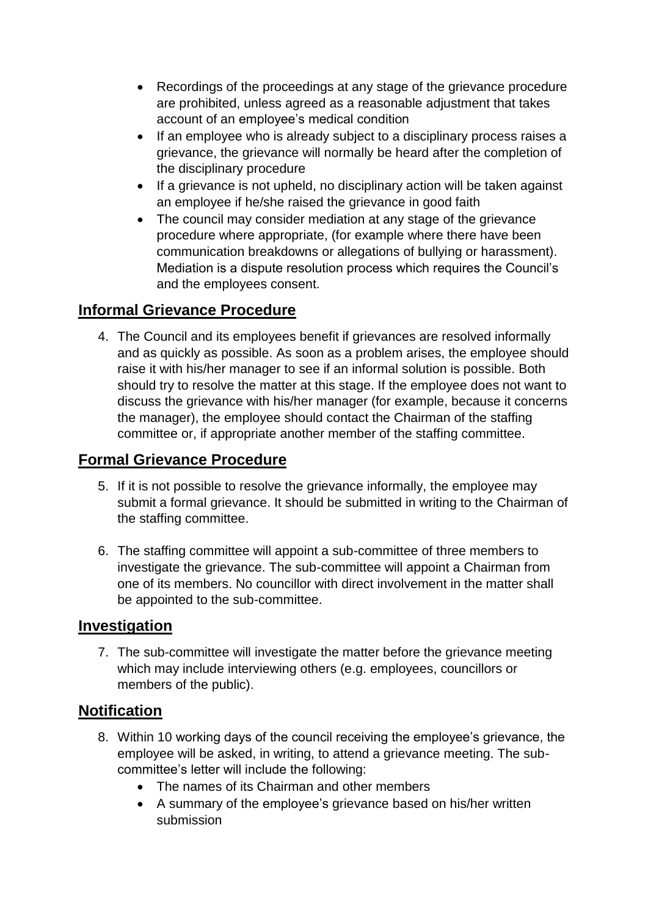- Recordings of the proceedings at any stage of the grievance procedure are prohibited, unless agreed as a reasonable adjustment that takes account of an employee's medical condition
- If an employee who is already subject to a disciplinary process raises a grievance, the grievance will normally be heard after the completion of the disciplinary procedure
- If a grievance is not upheld, no disciplinary action will be taken against an employee if he/she raised the grievance in good faith
- The council may consider mediation at any stage of the grievance procedure where appropriate, (for example where there have been communication breakdowns or allegations of bullying or harassment). Mediation is a dispute resolution process which requires the Council's and the employees consent.

## Informal Grievance Procedure

4. The Council and its employees benefit if grievances are resolved informally and as quickly as possible. As soon as a problem arises, the employee should raise it with his/her manager to see if an informal solution is possible. Both should try to resolve the matter at this stage. If the employee does not want to discuss the grievance with his/her manager (for example, because it concerns the manager), the employee should contact the Chairman of the staffing committee or, if appropriate another member of the staffing committee.

## Formal Grievance Procedure

5. If it is not possible to resolve the grievance informally, the employee may submit a formal grievance. It should be submitted in writing to the Chairman of the staffing committee.

6. The staffing committee will appoint a sub-committee of three members to investigate the grievance. The sub-committee will appoint a Chairman from one of its members. No councillor with direct involvement in the matter shall be appointed to the sub-committee.

## Investigation

7. The sub-committee will investigate the matter before the grievance meeting which may include interviewing others (e.g. employees, councillors or members of the public).

## Notification

8. Within 10 working days of the council receiving the employee's grievance, the employee will be asked, in writing, to attend a grievance meeting. The sub-committee's letter will include the following:
   - The names of its Chairman and other members
   - A summary of the employee's grievance based on his/her written submission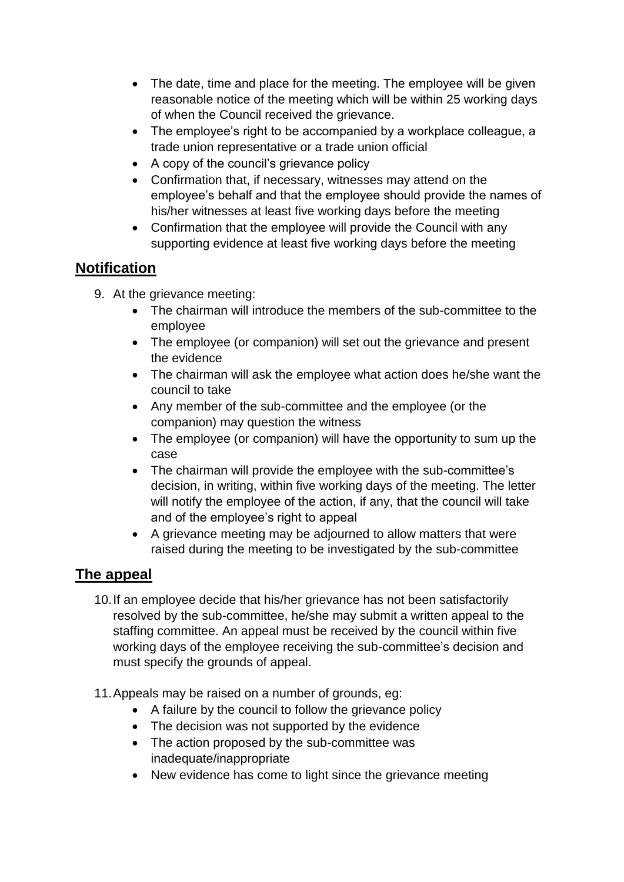- The date, time and place for the meeting. The employee will be given reasonable notice of the meeting which will be within 25 working days of when the Council received the grievance.
- The employee's right to be accompanied by a workplace colleague, a trade union representative or a trade union official
- A copy of the council's grievance policy
- Confirmation that, if necessary, witnesses may attend on the employee's behalf and that the employee should provide the names of his/her witnesses at least five working days before the meeting
- Confirmation that the employee will provide the Council with any supporting evidence at least five working days before the meeting

## Notification

9. At the grievance meeting:
   - The chairman will introduce the members of the sub-committee to the employee
   - The employee (or companion) will set out the grievance and present the evidence
   - The chairman will ask the employee what action does he/she want the council to take
   - Any member of the sub-committee and the employee (or the companion) may question the witness
   - The employee (or companion) will have the opportunity to sum up the case
   - The chairman will provide the employee with the sub-committee's decision, in writing, within five working days of the meeting. The letter will notify the employee of the action, if any, that the council will take and of the employee's right to appeal
   - A grievance meeting may be adjourned to allow matters that were raised during the meeting to be investigated by the sub-committee

## The appeal

10. If an employee decide that his/her grievance has not been satisfactorily resolved by the sub-committee, he/she may submit a written appeal to the staffing committee. An appeal must be received by the council within five working days of the employee receiving the sub-committee's decision and must specify the grounds of appeal.

11. Appeals may be raised on a number of grounds, eg:
    - A failure by the council to follow the grievance policy
    - The decision was not supported by the evidence
    - The action proposed by the sub-committee was inadequate/inappropriate
    - New evidence has come to light since the grievance meeting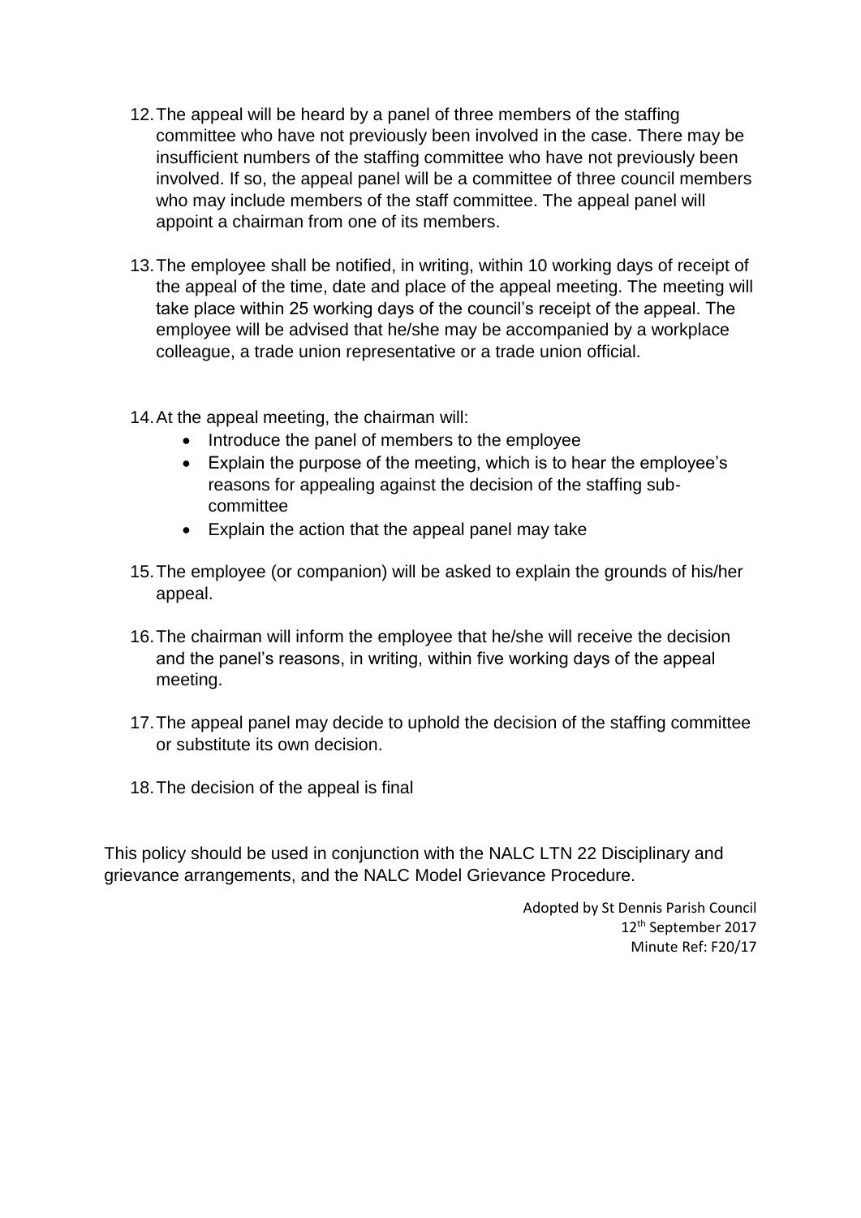12. The appeal will be heard by a panel of three members of the staffing committee who have not previously been involved in the case. There may be insufficient numbers of the staffing committee who have not previously been involved. If so, the appeal panel will be a committee of three council members who may include members of the staff committee. The appeal panel will appoint a chairman from one of its members.

13. The employee shall be notified, in writing, within 10 working days of receipt of the appeal of the time, date and place of the appeal meeting. The meeting will take place within 25 working days of the council's receipt of the appeal. The employee will be advised that he/she may be accompanied by a workplace colleague, a trade union representative or a trade union official.

14. At the appeal meeting, the chairman will:
    - Introduce the panel of members to the employee
    - Explain the purpose of the meeting, which is to hear the employee's reasons for appealing against the decision of the staffing sub-committee
    - Explain the action that the appeal panel may take

15. The employee (or companion) will be asked to explain the grounds of his/her appeal.

16. The chairman will inform the employee that he/she will receive the decision and the panel's reasons, in writing, within five working days of the appeal meeting.

17. The appeal panel may decide to uphold the decision of the staffing committee or substitute its own decision.

18. The decision of the appeal is final

This policy should be used in conjunction with the NALC LTN 22 Disciplinary and grievance arrangements, and the NALC Model Grievance Procedure.

Adopted by St Dennis Parish Council
12th September 2017
Minute Ref: F20/17